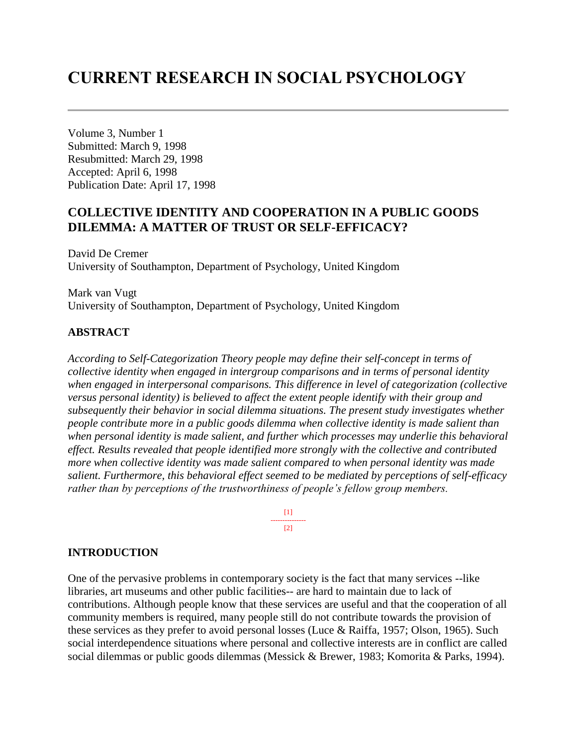# CURRENT RESEARCH IN SOCIAL PSYCHOLOGY

---

Volume 3, Number 1
Submitted: March 9, 1998
Resubmitted: March 29, 1998
Accepted: April 6, 1998
Publication Date: April 17, 1998

## COLLECTIVE IDENTITY AND COOPERATION IN A PUBLIC GOODS DILEMMA: A MATTER OF TRUST OR SELF-EFFICACY?

David De Cremer
University of Southampton, Department of Psychology, United Kingdom

Mark van Vugt
University of Southampton, Department of Psychology, United Kingdom

### ABSTRACT

*According to Self-Categorization Theory people may define their self-concept in terms of collective identity when engaged in intergroup comparisons and in terms of personal identity when engaged in interpersonal comparisons. This difference in level of categorization (collective versus personal identity) is believed to affect the extent people identify with their group and subsequently their behavior in social dilemma situations. The present study investigates whether people contribute more in a public goods dilemma when collective identity is made salient than when personal identity is made salient, and further which processes may underlie this behavioral effect. Results revealed that people identified more strongly with the collective and contributed more when collective identity was made salient compared to when personal identity was made salient. Furthermore, this behavioral effect seemed to be mediated by perceptions of self-efficacy rather than by perceptions of the trustworthiness of people's fellow group members.*

[1]
---------------
[2]

### INTRODUCTION

One of the pervasive problems in contemporary society is the fact that many services --like libraries, art museums and other public facilities-- are hard to maintain due to lack of contributions. Although people know that these services are useful and that the cooperation of all community members is required, many people still do not contribute towards the provision of these services as they prefer to avoid personal losses (Luce & Raiffa, 1957; Olson, 1965). Such social interdependence situations where personal and collective interests are in conflict are called social dilemmas or public goods dilemmas (Messick & Brewer, 1983; Komorita & Parks, 1994).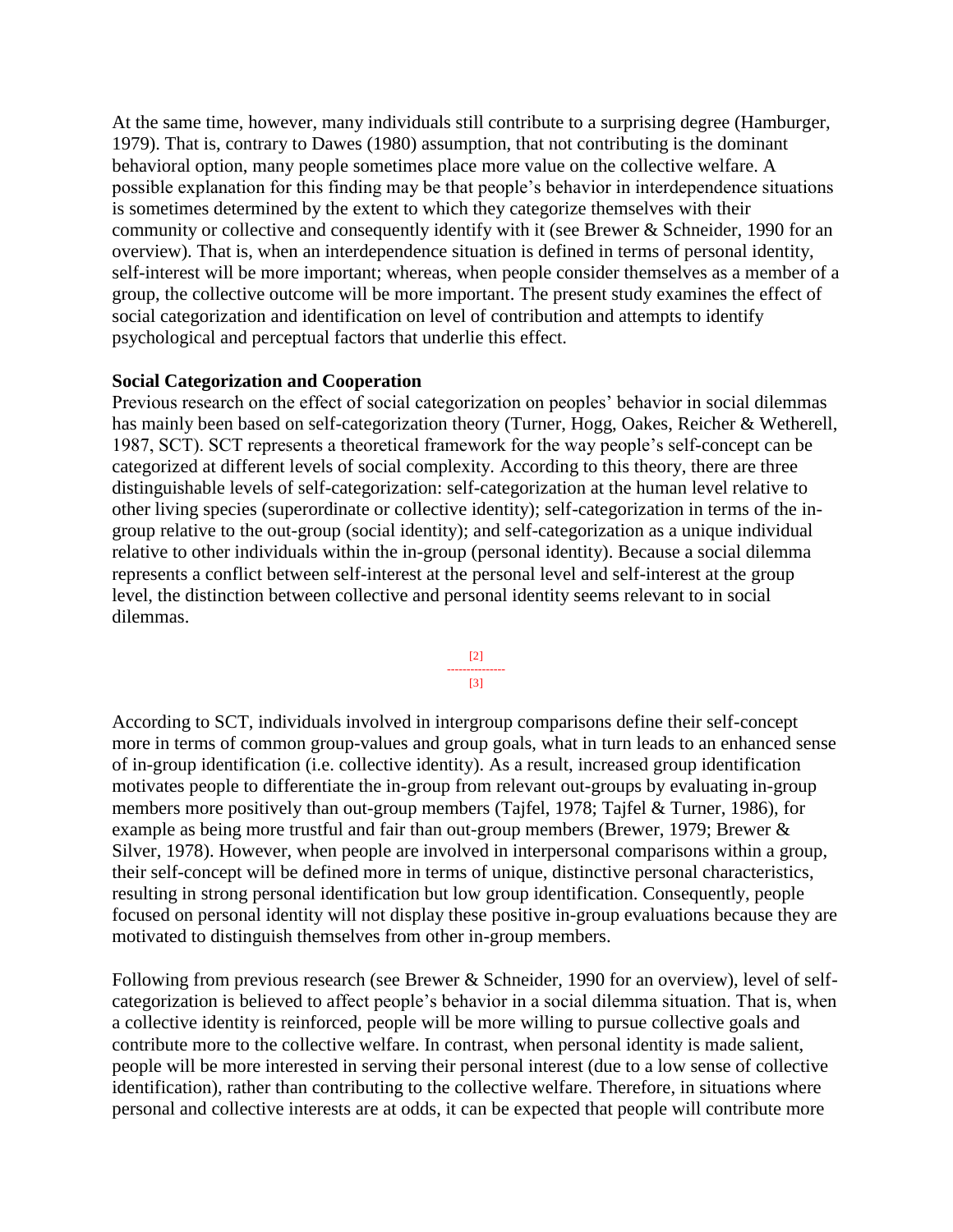At the same time, however, many individuals still contribute to a surprising degree (Hamburger, 1979). That is, contrary to Dawes (1980) assumption, that not contributing is the dominant behavioral option, many people sometimes place more value on the collective welfare. A possible explanation for this finding may be that people's behavior in interdependence situations is sometimes determined by the extent to which they categorize themselves with their community or collective and consequently identify with it (see Brewer & Schneider, 1990 for an overview). That is, when an interdependence situation is defined in terms of personal identity, self-interest will be more important; whereas, when people consider themselves as a member of a group, the collective outcome will be more important. The present study examines the effect of social categorization and identification on level of contribution and attempts to identify psychological and perceptual factors that underlie this effect.

**Social Categorization and Cooperation**

Previous research on the effect of social categorization on peoples' behavior in social dilemmas has mainly been based on self-categorization theory (Turner, Hogg, Oakes, Reicher & Wetherell, 1987, SCT). SCT represents a theoretical framework for the way people's self-concept can be categorized at different levels of social complexity. According to this theory, there are three distinguishable levels of self-categorization: self-categorization at the human level relative to other living species (superordinate or collective identity); self-categorization in terms of the in-group relative to the out-group (social identity); and self-categorization as a unique individual relative to other individuals within the in-group (personal identity). Because a social dilemma represents a conflict between self-interest at the personal level and self-interest at the group level, the distinction between collective and personal identity seems relevant to in social dilemmas.

According to SCT, individuals involved in intergroup comparisons define their self-concept more in terms of common group-values and group goals, what in turn leads to an enhanced sense of in-group identification (i.e. collective identity). As a result, increased group identification motivates people to differentiate the in-group from relevant out-groups by evaluating in-group members more positively than out-group members (Tajfel, 1978; Tajfel & Turner, 1986), for example as being more trustful and fair than out-group members (Brewer, 1979; Brewer & Silver, 1978). However, when people are involved in interpersonal comparisons within a group, their self-concept will be defined more in terms of unique, distinctive personal characteristics, resulting in strong personal identification but low group identification. Consequently, people focused on personal identity will not display these positive in-group evaluations because they are motivated to distinguish themselves from other in-group members.

Following from previous research (see Brewer & Schneider, 1990 for an overview), level of self-categorization is believed to affect people's behavior in a social dilemma situation. That is, when a collective identity is reinforced, people will be more willing to pursue collective goals and contribute more to the collective welfare. In contrast, when personal identity is made salient, people will be more interested in serving their personal interest (due to a low sense of collective identification), rather than contributing to the collective welfare. Therefore, in situations where personal and collective interests are at odds, it can be expected that people will contribute more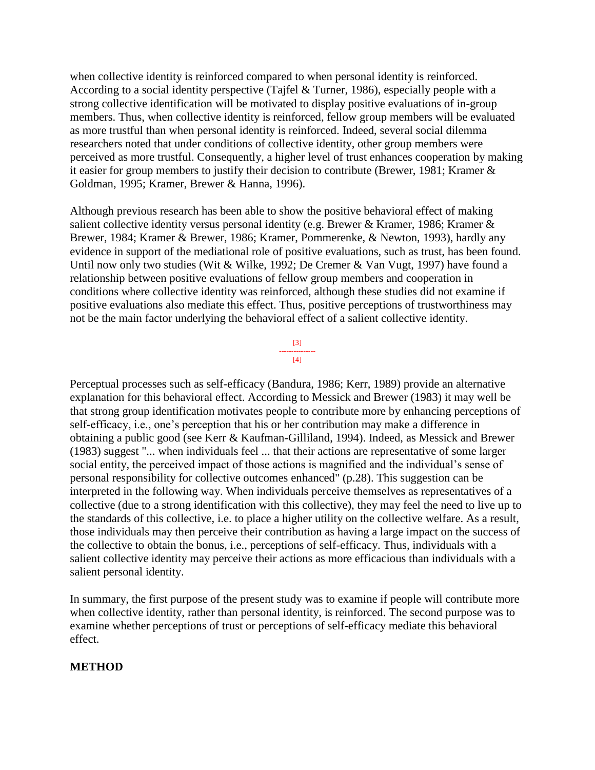when collective identity is reinforced compared to when personal identity is reinforced. According to a social identity perspective (Tajfel & Turner, 1986), especially people with a strong collective identification will be motivated to display positive evaluations of in-group members. Thus, when collective identity is reinforced, fellow group members will be evaluated as more trustful than when personal identity is reinforced. Indeed, several social dilemma researchers noted that under conditions of collective identity, other group members were perceived as more trustful. Consequently, a higher level of trust enhances cooperation by making it easier for group members to justify their decision to contribute (Brewer, 1981; Kramer & Goldman, 1995; Kramer, Brewer & Hanna, 1996).

Although previous research has been able to show the positive behavioral effect of making salient collective identity versus personal identity (e.g. Brewer & Kramer, 1986; Kramer & Brewer, 1984; Kramer & Brewer, 1986; Kramer, Pommerenke, & Newton, 1993), hardly any evidence in support of the mediational role of positive evaluations, such as trust, has been found. Until now only two studies (Wit & Wilke, 1992; De Cremer & Van Vugt, 1997) have found a relationship between positive evaluations of fellow group members and cooperation in conditions where collective identity was reinforced, although these studies did not examine if positive evaluations also mediate this effect. Thus, positive perceptions of trustworthiness may not be the main factor underlying the behavioral effect of a salient collective identity.

Perceptual processes such as self-efficacy (Bandura, 1986; Kerr, 1989) provide an alternative explanation for this behavioral effect. According to Messick and Brewer (1983) it may well be that strong group identification motivates people to contribute more by enhancing perceptions of self-efficacy, i.e., one's perception that his or her contribution may make a difference in obtaining a public good (see Kerr & Kaufman-Gilliland, 1994). Indeed, as Messick and Brewer (1983) suggest "... when individuals feel ... that their actions are representative of some larger social entity, the perceived impact of those actions is magnified and the individual's sense of personal responsibility for collective outcomes enhanced" (p.28). This suggestion can be interpreted in the following way. When individuals perceive themselves as representatives of a collective (due to a strong identification with this collective), they may feel the need to live up to the standards of this collective, i.e. to place a higher utility on the collective welfare. As a result, those individuals may then perceive their contribution as having a large impact on the success of the collective to obtain the bonus, i.e., perceptions of self-efficacy. Thus, individuals with a salient collective identity may perceive their actions as more efficacious than individuals with a salient personal identity.

In summary, the first purpose of the present study was to examine if people will contribute more when collective identity, rather than personal identity, is reinforced. The second purpose was to examine whether perceptions of trust or perceptions of self-efficacy mediate this behavioral effect.

## METHOD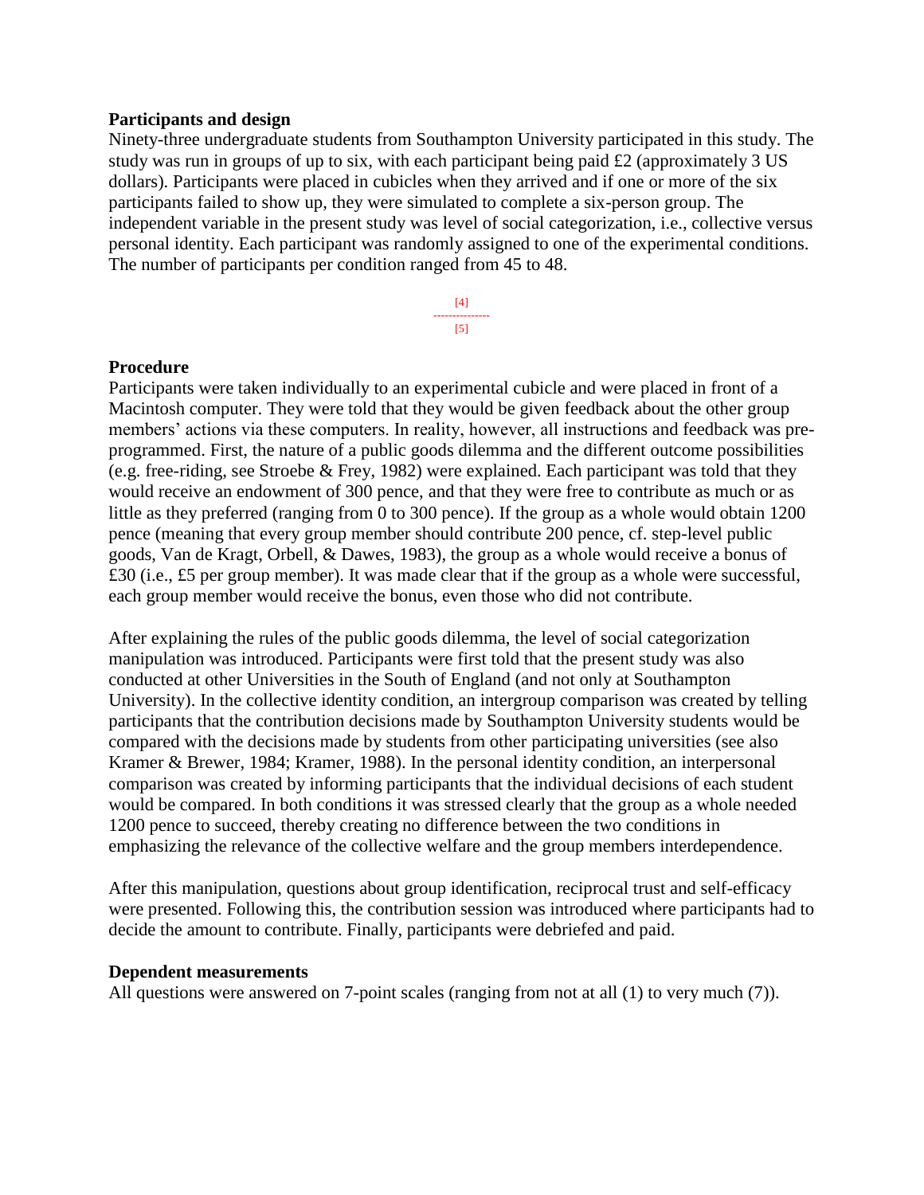**Participants and design**

Ninety-three undergraduate students from Southampton University participated in this study. The study was run in groups of up to six, with each participant being paid £2 (approximately 3 US dollars). Participants were placed in cubicles when they arrived and if one or more of the six participants failed to show up, they were simulated to complete a six-person group. The independent variable in the present study was level of social categorization, i.e., collective versus personal identity. Each participant was randomly assigned to one of the experimental conditions. The number of participants per condition ranged from 45 to 48.

**Procedure**

Participants were taken individually to an experimental cubicle and were placed in front of a Macintosh computer. They were told that they would be given feedback about the other group members' actions via these computers. In reality, however, all instructions and feedback was pre-programmed. First, the nature of a public goods dilemma and the different outcome possibilities (e.g. free-riding, see Stroebe & Frey, 1982) were explained. Each participant was told that they would receive an endowment of 300 pence, and that they were free to contribute as much or as little as they preferred (ranging from 0 to 300 pence). If the group as a whole would obtain 1200 pence (meaning that every group member should contribute 200 pence, cf. step-level public goods, Van de Kragt, Orbell, & Dawes, 1983), the group as a whole would receive a bonus of £30 (i.e., £5 per group member). It was made clear that if the group as a whole were successful, each group member would receive the bonus, even those who did not contribute.

After explaining the rules of the public goods dilemma, the level of social categorization manipulation was introduced. Participants were first told that the present study was also conducted at other Universities in the South of England (and not only at Southampton University). In the collective identity condition, an intergroup comparison was created by telling participants that the contribution decisions made by Southampton University students would be compared with the decisions made by students from other participating universities (see also Kramer & Brewer, 1984; Kramer, 1988). In the personal identity condition, an interpersonal comparison was created by informing participants that the individual decisions of each student would be compared. In both conditions it was stressed clearly that the group as a whole needed 1200 pence to succeed, thereby creating no difference between the two conditions in emphasizing the relevance of the collective welfare and the group members interdependence.

After this manipulation, questions about group identification, reciprocal trust and self-efficacy were presented. Following this, the contribution session was introduced where participants had to decide the amount to contribute. Finally, participants were debriefed and paid.

**Dependent measurements**

All questions were answered on 7-point scales (ranging from not at all (1) to very much (7)).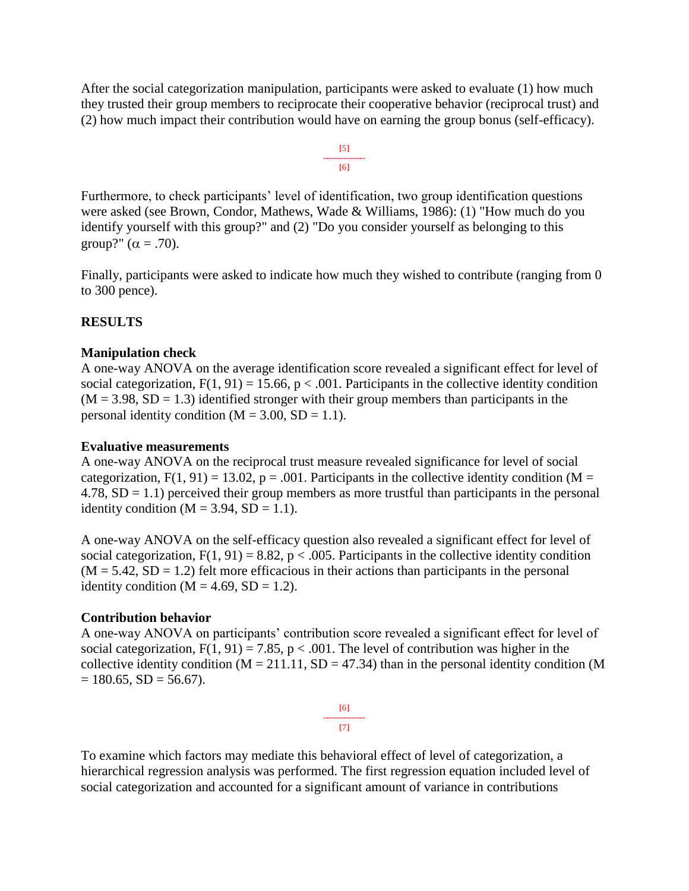After the social categorization manipulation, participants were asked to evaluate (1) how much they trusted their group members to reciprocate their cooperative behavior (reciprocal trust) and (2) how much impact their contribution would have on earning the group bonus (self-efficacy).

Furthermore, to check participants' level of identification, two group identification questions were asked (see Brown, Condor, Mathews, Wade & Williams, 1986): (1) "How much do you identify yourself with this group?" and (2) "Do you consider yourself as belonging to this group?" ($\alpha = .70$).

Finally, participants were asked to indicate how much they wished to contribute (ranging from 0 to 300 pence).

## RESULTS

### Manipulation check

A one-way ANOVA on the average identification score revealed a significant effect for level of social categorization, $F(1, 91) = 15.66$, $p < .001$. Participants in the collective identity condition ($M = 3.98$, $SD = 1.3$) identified stronger with their group members than participants in the personal identity condition ($M = 3.00$, $SD = 1.1$).

### Evaluative measurements

A one-way ANOVA on the reciprocal trust measure revealed significance for level of social categorization, $F(1, 91) = 13.02$, $p = .001$. Participants in the collective identity condition ($M = 4.78$, $SD = 1.1$) perceived their group members as more trustful than participants in the personal identity condition ($M = 3.94$, $SD = 1.1$).

A one-way ANOVA on the self-efficacy question also revealed a significant effect for level of social categorization, $F(1, 91) = 8.82$, $p < .005$. Participants in the collective identity condition ($M = 5.42$, $SD = 1.2$) felt more efficacious in their actions than participants in the personal identity condition ($M = 4.69$, $SD = 1.2$).

### Contribution behavior

A one-way ANOVA on participants' contribution score revealed a significant effect for level of social categorization, $F(1, 91) = 7.85$, $p < .001$. The level of contribution was higher in the collective identity condition ($M = 211.11$, $SD = 47.34$) than in the personal identity condition ($M = 180.65$, $SD = 56.67$).

To examine which factors may mediate this behavioral effect of level of categorization, a hierarchical regression analysis was performed. The first regression equation included level of social categorization and accounted for a significant amount of variance in contributions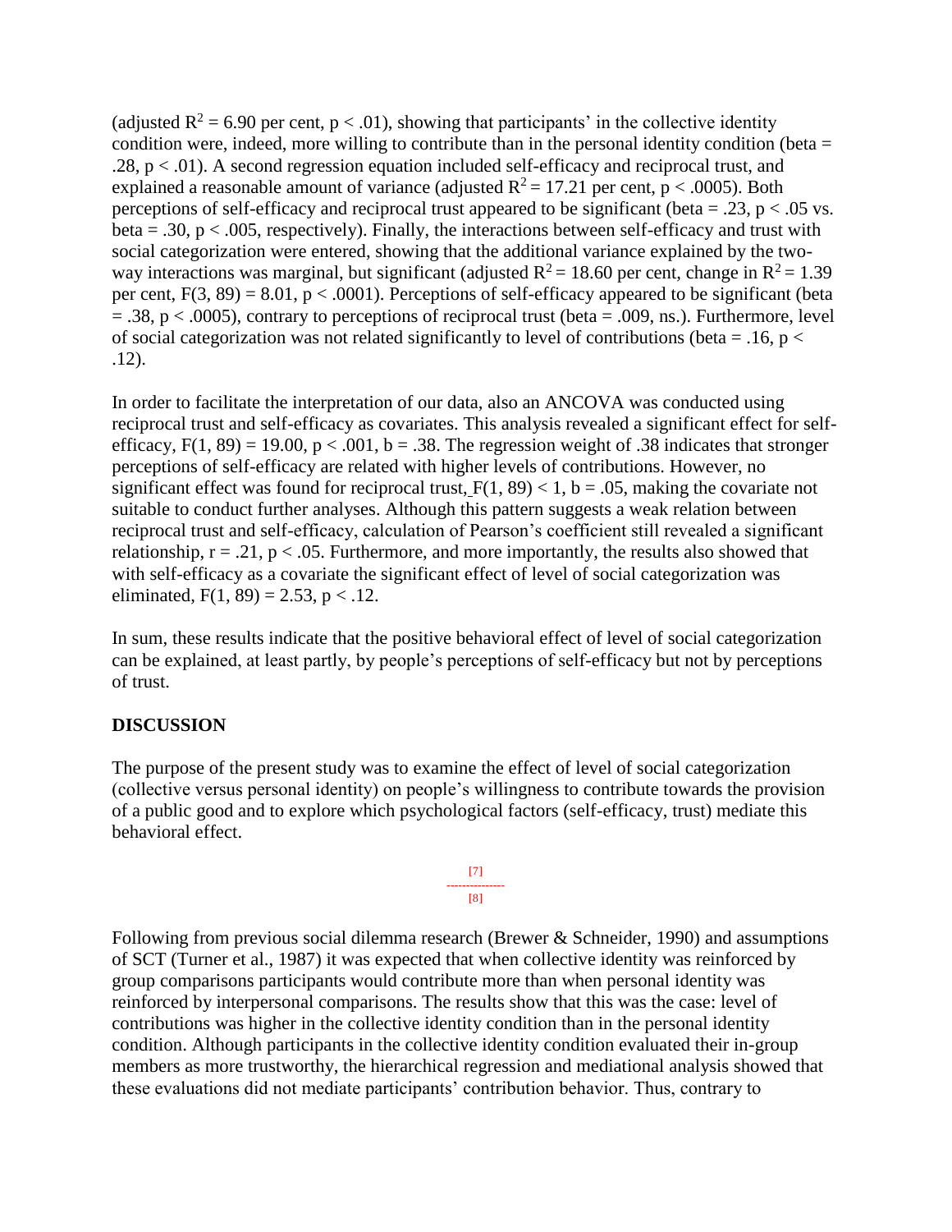(adjusted $R^2 = 6.90$ per cent, $p < .01$), showing that participants' in the collective identity condition were, indeed, more willing to contribute than in the personal identity condition (beta = .28, $p < .01$). A second regression equation included self-efficacy and reciprocal trust, and explained a reasonable amount of variance (adjusted $R^2 = 17.21$ per cent, $p < .0005$). Both perceptions of self-efficacy and reciprocal trust appeared to be significant (beta = .23, $p < .05$ vs. beta = .30, $p < .005$, respectively). Finally, the interactions between self-efficacy and trust with social categorization were entered, showing that the additional variance explained by the two-way interactions was marginal, but significant (adjusted $R^2 = 18.60$ per cent, change in $R^2 = 1.39$ per cent, $F(3, 89) = 8.01$, $p < .0001$). Perceptions of self-efficacy appeared to be significant (beta = .38, $p < .0005$), contrary to perceptions of reciprocal trust (beta = .009, ns.). Furthermore, level of social categorization was not related significantly to level of contributions (beta = .16, $p < .12$).

In order to facilitate the interpretation of our data, also an ANCOVA was conducted using reciprocal trust and self-efficacy as covariates. This analysis revealed a significant effect for self-efficacy, $F(1, 89) = 19.00$, $p < .001$, $b = .38$. The regression weight of .38 indicates that stronger perceptions of self-efficacy are related with higher levels of contributions. However, no significant effect was found for reciprocal trust, $F(1, 89) < 1$, $b = .05$, making the covariate not suitable to conduct further analyses. Although this pattern suggests a weak relation between reciprocal trust and self-efficacy, calculation of Pearson's coefficient still revealed a significant relationship, $r = .21$, $p < .05$. Furthermore, and more importantly, the results also showed that with self-efficacy as a covariate the significant effect of level of social categorization was eliminated, $F(1, 89) = 2.53$, $p < .12$.

In sum, these results indicate that the positive behavioral effect of level of social categorization can be explained, at least partly, by people's perceptions of self-efficacy but not by perceptions of trust.

## DISCUSSION

The purpose of the present study was to examine the effect of level of social categorization (collective versus personal identity) on people's willingness to contribute towards the provision of a public good and to explore which psychological factors (self-efficacy, trust) mediate this behavioral effect.

Following from previous social dilemma research (Brewer & Schneider, 1990) and assumptions of SCT (Turner et al., 1987) it was expected that when collective identity was reinforced by group comparisons participants would contribute more than when personal identity was reinforced by interpersonal comparisons. The results show that this was the case: level of contributions was higher in the collective identity condition than in the personal identity condition. Although participants in the collective identity condition evaluated their in-group members as more trustworthy, the hierarchical regression and mediational analysis showed that these evaluations did not mediate participants' contribution behavior. Thus, contrary to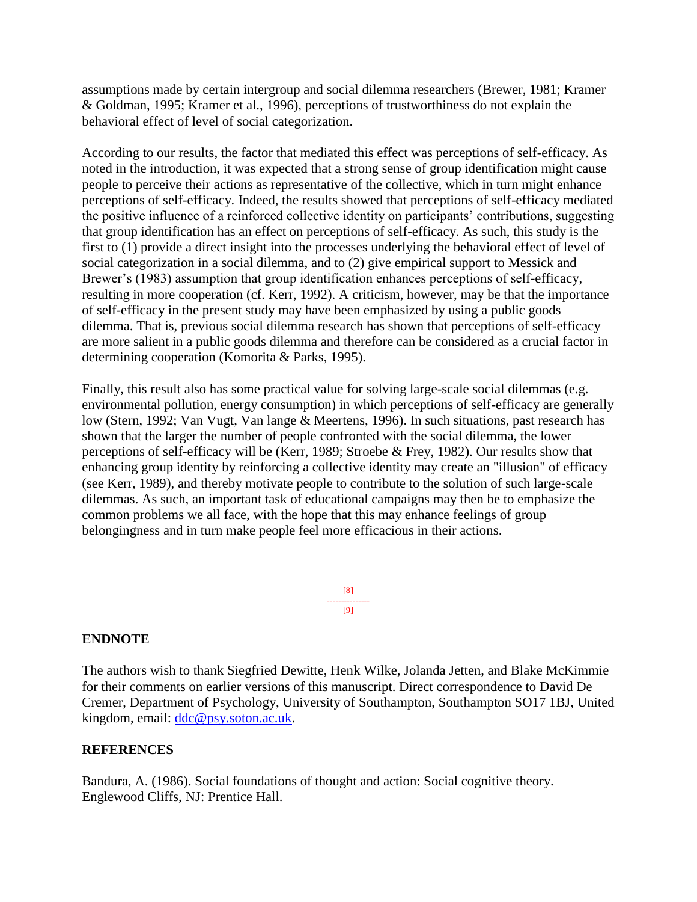assumptions made by certain intergroup and social dilemma researchers (Brewer, 1981; Kramer & Goldman, 1995; Kramer et al., 1996), perceptions of trustworthiness do not explain the behavioral effect of level of social categorization.

According to our results, the factor that mediated this effect was perceptions of self-efficacy. As noted in the introduction, it was expected that a strong sense of group identification might cause people to perceive their actions as representative of the collective, which in turn might enhance perceptions of self-efficacy. Indeed, the results showed that perceptions of self-efficacy mediated the positive influence of a reinforced collective identity on participants' contributions, suggesting that group identification has an effect on perceptions of self-efficacy. As such, this study is the first to (1) provide a direct insight into the processes underlying the behavioral effect of level of social categorization in a social dilemma, and to (2) give empirical support to Messick and Brewer's (1983) assumption that group identification enhances perceptions of self-efficacy, resulting in more cooperation (cf. Kerr, 1992). A criticism, however, may be that the importance of self-efficacy in the present study may have been emphasized by using a public goods dilemma. That is, previous social dilemma research has shown that perceptions of self-efficacy are more salient in a public goods dilemma and therefore can be considered as a crucial factor in determining cooperation (Komorita & Parks, 1995).

Finally, this result also has some practical value for solving large-scale social dilemmas (e.g. environmental pollution, energy consumption) in which perceptions of self-efficacy are generally low (Stern, 1992; Van Vugt, Van lange & Meertens, 1996). In such situations, past research has shown that the larger the number of people confronted with the social dilemma, the lower perceptions of self-efficacy will be (Kerr, 1989; Stroebe & Frey, 1982). Our results show that enhancing group identity by reinforcing a collective identity may create an "illusion" of efficacy (see Kerr, 1989), and thereby motivate people to contribute to the solution of such large-scale dilemmas. As such, an important task of educational campaigns may then be to emphasize the common problems we all face, with the hope that this may enhance feelings of group belongingness and in turn make people feel more efficacious in their actions.

[8]
---------------
[9]

## ENDNOTE

The authors wish to thank Siegfried Dewitte, Henk Wilke, Jolanda Jetten, and Blake McKimmie for their comments on earlier versions of this manuscript. Direct correspondence to David De Cremer, Department of Psychology, University of Southampton, Southampton SO17 1BJ, United kingdom, email: ddc@psy.soton.ac.uk.

## REFERENCES

Bandura, A. (1986). Social foundations of thought and action: Social cognitive theory. Englewood Cliffs, NJ: Prentice Hall.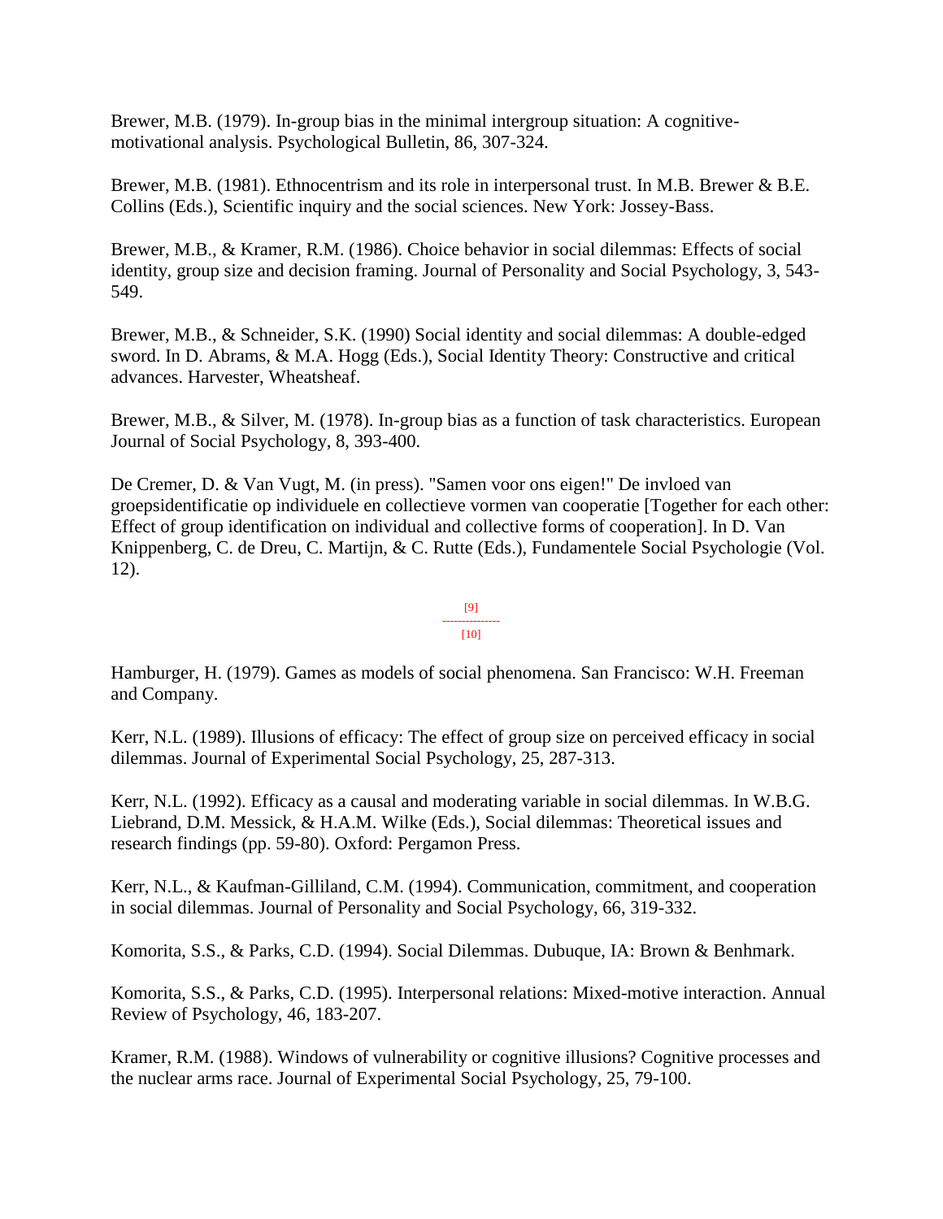Brewer, M.B. (1979). In-group bias in the minimal intergroup situation: A cognitive-motivational analysis. Psychological Bulletin, 86, 307-324.

Brewer, M.B. (1981). Ethnocentrism and its role in interpersonal trust. In M.B. Brewer & B.E. Collins (Eds.), Scientific inquiry and the social sciences. New York: Jossey-Bass.

Brewer, M.B., & Kramer, R.M. (1986). Choice behavior in social dilemmas: Effects of social identity, group size and decision framing. Journal of Personality and Social Psychology, 3, 543-549.

Brewer, M.B., & Schneider, S.K. (1990) Social identity and social dilemmas: A double-edged sword. In D. Abrams, & M.A. Hogg (Eds.), Social Identity Theory: Constructive and critical advances. Harvester, Wheatsheaf.

Brewer, M.B., & Silver, M. (1978). In-group bias as a function of task characteristics. European Journal of Social Psychology, 8, 393-400.

De Cremer, D. & Van Vugt, M. (in press). "Samen voor ons eigen!" De invloed van groepsidentificatie op individuele en collectieve vormen van cooperatie [Together for each other: Effect of group identification on individual and collective forms of cooperation]. In D. Van Knippenberg, C. de Dreu, C. Martijn, & C. Rutte (Eds.), Fundamentele Social Psychologie (Vol. 12).

Hamburger, H. (1979). Games as models of social phenomena. San Francisco: W.H. Freeman and Company.

Kerr, N.L. (1989). Illusions of efficacy: The effect of group size on perceived efficacy in social dilemmas. Journal of Experimental Social Psychology, 25, 287-313.

Kerr, N.L. (1992). Efficacy as a causal and moderating variable in social dilemmas. In W.B.G. Liebrand, D.M. Messick, & H.A.M. Wilke (Eds.), Social dilemmas: Theoretical issues and research findings (pp. 59-80). Oxford: Pergamon Press.

Kerr, N.L., & Kaufman-Gilliland, C.M. (1994). Communication, commitment, and cooperation in social dilemmas. Journal of Personality and Social Psychology, 66, 319-332.

Komorita, S.S., & Parks, C.D. (1994). Social Dilemmas. Dubuque, IA: Brown & Benhmark.

Komorita, S.S., & Parks, C.D. (1995). Interpersonal relations: Mixed-motive interaction. Annual Review of Psychology, 46, 183-207.

Kramer, R.M. (1988). Windows of vulnerability or cognitive illusions? Cognitive processes and the nuclear arms race. Journal of Experimental Social Psychology, 25, 79-100.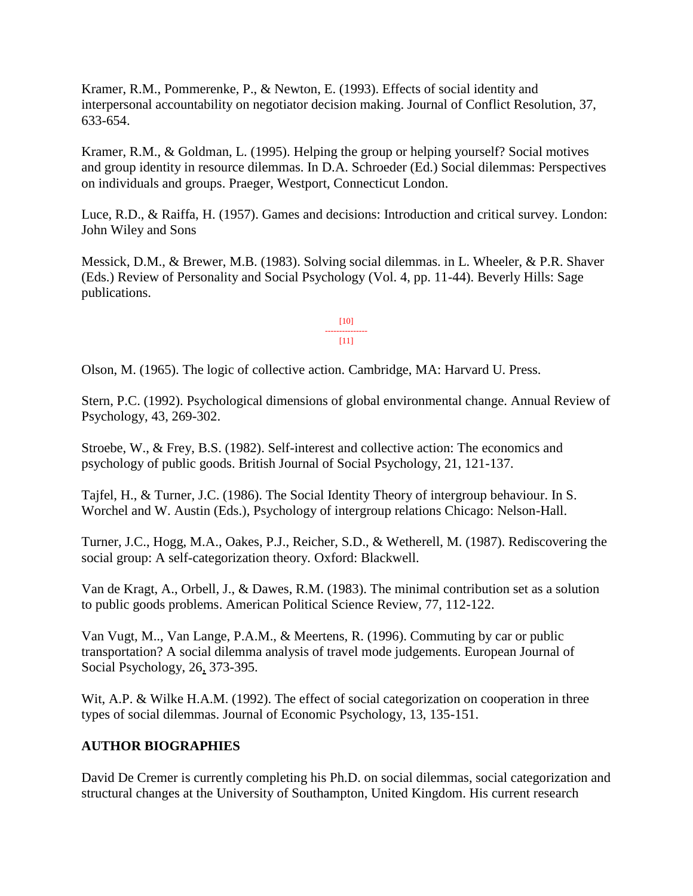Kramer, R.M., Pommerenke, P., & Newton, E. (1993). Effects of social identity and interpersonal accountability on negotiator decision making. Journal of Conflict Resolution, 37, 633-654.

Kramer, R.M., & Goldman, L. (1995). Helping the group or helping yourself? Social motives and group identity in resource dilemmas. In D.A. Schroeder (Ed.) Social dilemmas: Perspectives on individuals and groups. Praeger, Westport, Connecticut London.

Luce, R.D., & Raiffa, H. (1957). Games and decisions: Introduction and critical survey. London: John Wiley and Sons

Messick, D.M., & Brewer, M.B. (1983). Solving social dilemmas. in L. Wheeler, & P.R. Shaver (Eds.) Review of Personality and Social Psychology (Vol. 4, pp. 11-44). Beverly Hills: Sage publications.

Olson, M. (1965). The logic of collective action. Cambridge, MA: Harvard U. Press.

Stern, P.C. (1992). Psychological dimensions of global environmental change. Annual Review of Psychology, 43, 269-302.

Stroebe, W., & Frey, B.S. (1982). Self-interest and collective action: The economics and psychology of public goods. British Journal of Social Psychology, 21, 121-137.

Tajfel, H., & Turner, J.C. (1986). The Social Identity Theory of intergroup behaviour. In S. Worchel and W. Austin (Eds.), Psychology of intergroup relations Chicago: Nelson-Hall.

Turner, J.C., Hogg, M.A., Oakes, P.J., Reicher, S.D., & Wetherell, M. (1987). Rediscovering the social group: A self-categorization theory. Oxford: Blackwell.

Van de Kragt, A., Orbell, J., & Dawes, R.M. (1983). The minimal contribution set as a solution to public goods problems. American Political Science Review, 77, 112-122.

Van Vugt, M.., Van Lange, P.A.M., & Meertens, R. (1996). Commuting by car or public transportation? A social dilemma analysis of travel mode judgements. European Journal of Social Psychology, 26, 373-395.

Wit, A.P. & Wilke H.A.M. (1992). The effect of social categorization on cooperation in three types of social dilemmas. Journal of Economic Psychology, 13, 135-151.

## AUTHOR BIOGRAPHIES

David De Cremer is currently completing his Ph.D. on social dilemmas, social categorization and structural changes at the University of Southampton, United Kingdom. His current research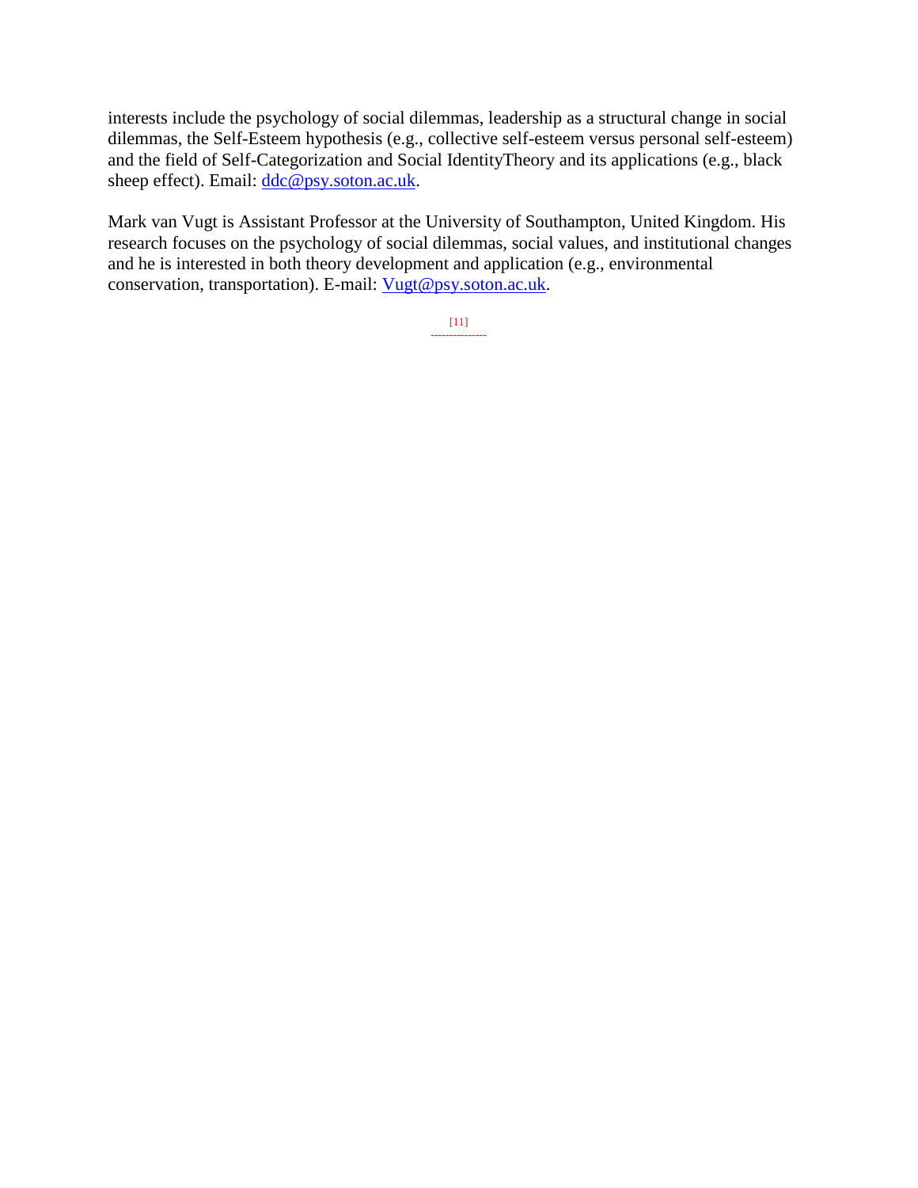interests include the psychology of social dilemmas, leadership as a structural change in social dilemmas, the Self-Esteem hypothesis (e.g., collective self-esteem versus personal self-esteem) and the field of Self-Categorization and Social IdentityTheory and its applications (e.g., black sheep effect). Email: ddc@psy.soton.ac.uk.

Mark van Vugt is Assistant Professor at the University of Southampton, United Kingdom. His research focuses on the psychology of social dilemmas, social values, and institutional changes and he is interested in both theory development and application (e.g., environmental conservation, transportation). E-mail: Vugt@psy.soton.ac.uk.